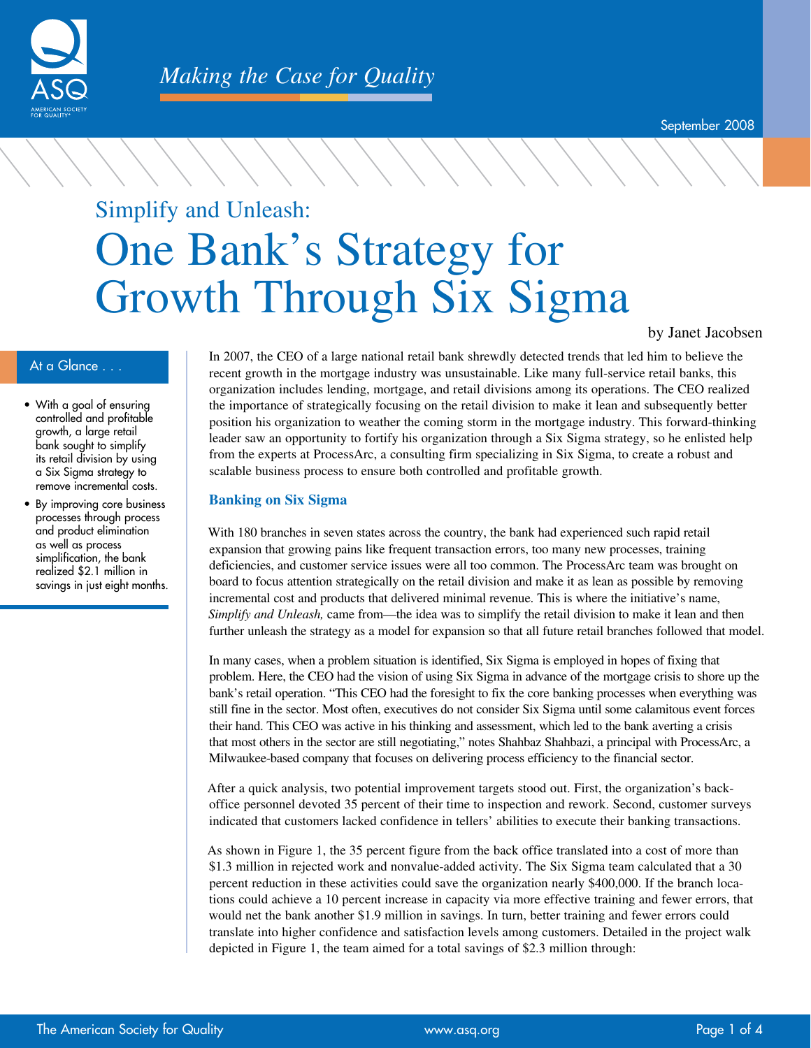Making the Case for Quality

September 2008

## Simplify and Unleash:

# One Bank's Strategy for Growth Through Six Sigma

by Janet Jacobsen

**At a Glance . . .**

- With a goal of ensuring controlled and profitable growth, a large retail bank sought to simplify its retail division by using a Six Sigma strategy to remove incremental costs.
- By improving core business processes through process and product elimination as well as process simplification, the bank realized $2.1 million in savings in just eight months.

In 2007, the CEO of a large national retail bank shrewdly detected trends that led him to believe the recent growth in the mortgage industry was unsustainable. Like many full-service retail banks, this organization includes lending, mortgage, and retail divisions among its operations. The CEO realized the importance of strategically focusing on the retail division to make it lean and subsequently better position his organization to weather the coming storm in the mortgage industry. This forward-thinking leader saw an opportunity to fortify his organization through a Six Sigma strategy, so he enlisted help from the experts at ProcessArc, a consulting firm specializing in Six Sigma, to create a robust and scalable business process to ensure both controlled and profitable growth.

### Banking on Six Sigma

With 180 branches in seven states across the country, the bank had experienced such rapid retail expansion that growing pains like frequent transaction errors, too many new processes, training deficiencies, and customer service issues were all too common. The ProcessArc team was brought on board to focus attention strategically on the retail division and make it as lean as possible by removing incremental cost and products that delivered minimal revenue. This is where the initiative's name, *Simplify and Unleash,* came from—the idea was to simplify the retail division to make it lean and then further unleash the strategy as a model for expansion so that all future retail branches followed that model.

In many cases, when a problem situation is identified, Six Sigma is employed in hopes of fixing that problem. Here, the CEO had the vision of using Six Sigma in advance of the mortgage crisis to shore up the bank's retail operation. "This CEO had the foresight to fix the core banking processes when everything was still fine in the sector. Most often, executives do not consider Six Sigma until some calamitous event forces their hand. This CEO was active in his thinking and assessment, which led to the bank averting a crisis that most others in the sector are still negotiating," notes Shahbaz Shahbazi, a principal with ProcessArc, a Milwaukee-based company that focuses on delivering process efficiency to the financial sector.

After a quick analysis, two potential improvement targets stood out. First, the organization's back-office personnel devoted 35 percent of their time to inspection and rework. Second, customer surveys indicated that customers lacked confidence in tellers' abilities to execute their banking transactions.

As shown in Figure 1, the 35 percent figure from the back office translated into a cost of more than $1.3 million in rejected work and nonvalue-added activity. The Six Sigma team calculated that a 30 percent reduction in these activities could save the organization nearly $400,000. If the branch locations could achieve a 10 percent increase in capacity via more effective training and fewer errors, that would net the bank another $1.9 million in savings. In turn, better training and fewer errors could translate into higher confidence and satisfaction levels among customers. Detailed in the project walk depicted in Figure 1, the team aimed for a total savings of $2.3 million through: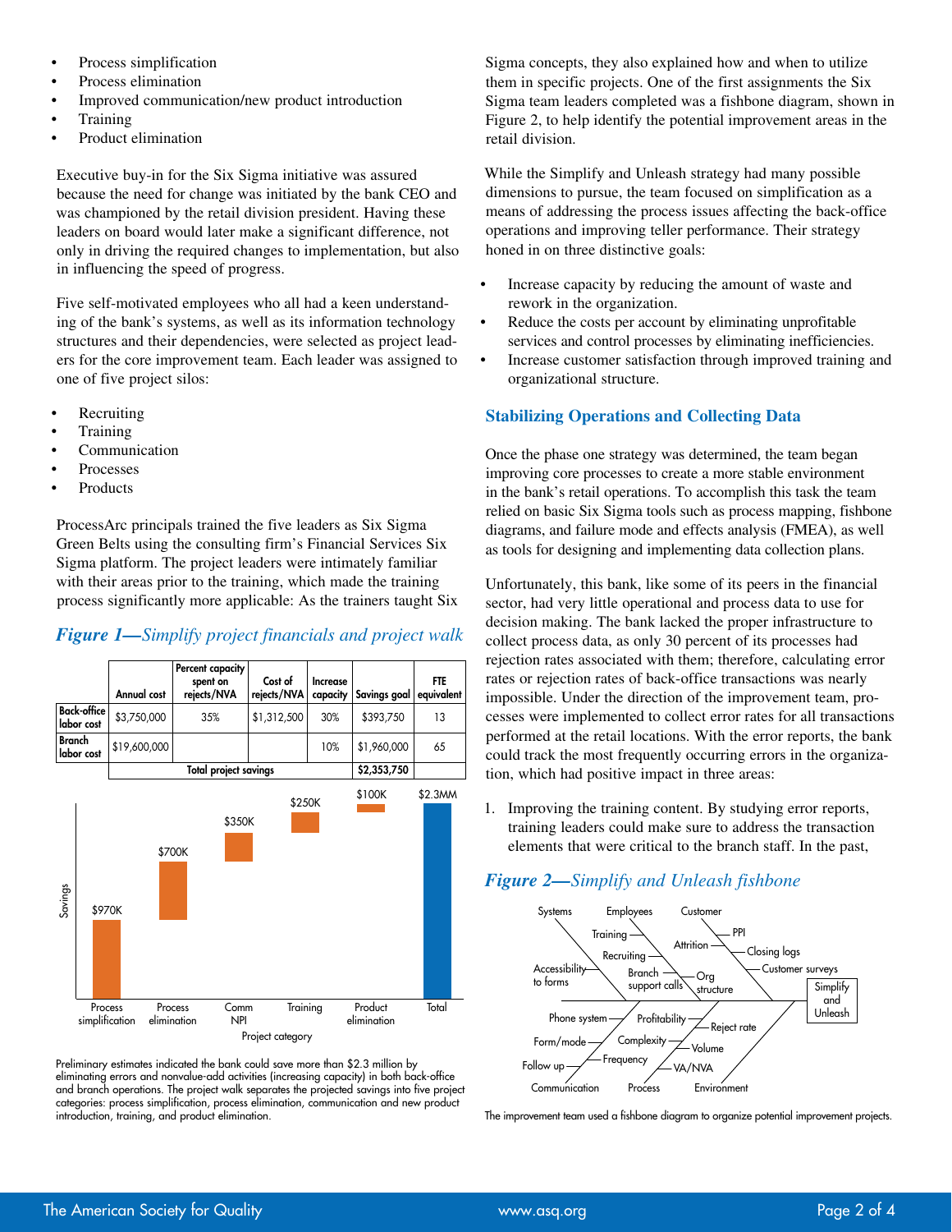- Process simplification
- Process elimination
- Improved communication/new product introduction
- Training
- Product elimination

Executive buy-in for the Six Sigma initiative was assured because the need for change was initiated by the bank CEO and was championed by the retail division president. Having these leaders on board would later make a significant difference, not only in driving the required changes to implementation, but also in influencing the speed of progress.

Five self-motivated employees who all had a keen understanding of the bank's systems, as well as its information technology structures and their dependencies, were selected as project leaders for the core improvement team. Each leader was assigned to one of five project silos:

- Recruiting
- Training
- Communication
- Processes
- Products

ProcessArc principals trained the five leaders as Six Sigma Green Belts using the consulting firm's Financial Services Six Sigma platform. The project leaders were intimately familiar with their areas prior to the training, which made the training process significantly more applicable: As the trainers taught Six Sigma concepts, they also explained how and when to utilize them in specific projects. One of the first assignments the Six Sigma team leaders completed was a fishbone diagram, shown in Figure 2, to help identify the potential improvement areas in the retail division.

### *Figure 1—Simplify project financials and project walk*

| | Annual cost | Percent capacity spent on rejects/NVA | Cost of rejects/NVA | Increase capacity | Savings goal | FTE equivalent |
|---|---|---|---|---|---|---|
| Back-office labor cost | $3,750,000 | 35% | $1,312,500 | 30% | $393,750 | 13 |
| Branch labor cost | $19,600,000 | | | 10% | $1,960,000 | 65 |
| | Total project savings | | | | $2,353,750 | |

| Project category | Savings |
|---|---|
| Process simplification | $970K |
| Process elimination | $700K |
| Comm NPI | $350K |
| Training | $250K |
| Product elimination | $100K |
| Total | $2.3MM |

Preliminary estimates indicated the bank could save more than $2.3 million by eliminating errors and nonvalue-add activities (increasing capacity) in both back-office and branch operations. The project walk separates the projected savings into five project categories: process simplification, process elimination, communication and new product introduction, training, and product elimination.

While the Simplify and Unleash strategy had many possible dimensions to pursue, the team focused on simplification as a means of addressing the process issues affecting the back-office operations and improving teller performance. Their strategy honed in on three distinctive goals:

- Increase capacity by reducing the amount of waste and rework in the organization.
- Reduce the costs per account by eliminating unprofitable services and control processes by eliminating inefficiencies.
- Increase customer satisfaction through improved training and organizational structure.

## Stabilizing Operations and Collecting Data

Once the phase one strategy was determined, the team began improving core processes to create a more stable environment in the bank's retail operations. To accomplish this task the team relied on basic Six Sigma tools such as process mapping, fishbone diagrams, and failure mode and effects analysis (FMEA), as well as tools for designing and implementing data collection plans.

Unfortunately, this bank, like some of its peers in the financial sector, had very little operational and process data to use for decision making. The bank lacked the proper infrastructure to collect process data, as only 30 percent of its processes had rejection rates associated with them; therefore, calculating error rates or rejection rates of back-office transactions was nearly impossible. Under the direction of the improvement team, processes were implemented to collect error rates for all transactions performed at the retail locations. With the error reports, the bank could track the most frequently occurring errors in the organization, which had positive impact in three areas:

1. Improving the training content. By studying error reports, training leaders could make sure to address the transaction elements that were critical to the branch staff. In the past,

### *Figure 2—Simplify and Unleash fishbone*

The improvement team used a fishbone diagram to organize potential improvement projects.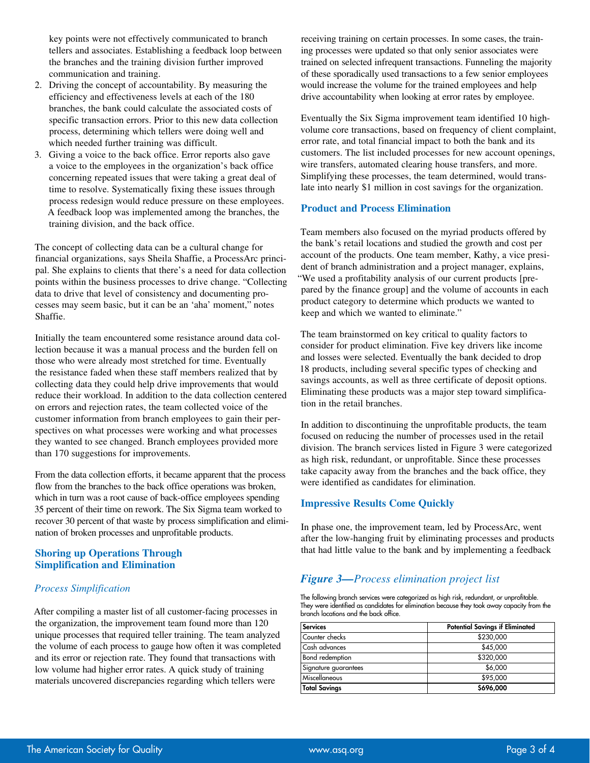key points were not effectively communicated to branch tellers and associates. Establishing a feedback loop between the branches and the training division further improved communication and training.

2. Driving the concept of accountability. By measuring the efficiency and effectiveness levels at each of the 180 branches, the bank could calculate the associated costs of specific transaction errors. Prior to this new data collection process, determining which tellers were doing well and which needed further training was difficult.
3. Giving a voice to the back office. Error reports also gave a voice to the employees in the organization's back office concerning repeated issues that were taking a great deal of time to resolve. Systematically fixing these issues through process redesign would reduce pressure on these employees. A feedback loop was implemented among the branches, the training division, and the back office.

The concept of collecting data can be a cultural change for financial organizations, says Sheila Shaffie, a ProcessArc principal. She explains to clients that there's a need for data collection points within the business processes to drive change. "Collecting data to drive that level of consistency and documenting processes may seem basic, but it can be an 'aha' moment," notes Shaffie.

Initially the team encountered some resistance around data collection because it was a manual process and the burden fell on those who were already most stretched for time. Eventually the resistance faded when these staff members realized that by collecting data they could help drive improvements that would reduce their workload. In addition to the data collection centered on errors and rejection rates, the team collected voice of the customer information from branch employees to gain their perspectives on what processes were working and what processes they wanted to see changed. Branch employees provided more than 170 suggestions for improvements.

From the data collection efforts, it became apparent that the process flow from the branches to the back office operations was broken, which in turn was a root cause of back-office employees spending 35 percent of their time on rework. The Six Sigma team worked to recover 30 percent of that waste by process simplification and elimination of broken processes and unprofitable products.

## Shoring up Operations Through Simplification and Elimination

### *Process Simplification*

After compiling a master list of all customer-facing processes in the organization, the improvement team found more than 120 unique processes that required teller training. The team analyzed the volume of each process to gauge how often it was completed and its error or rejection rate. They found that transactions with low volume had higher error rates. A quick study of training materials uncovered discrepancies regarding which tellers were receiving training on certain processes. In some cases, the training processes were updated so that only senior associates were trained on selected infrequent transactions. Funneling the majority of these sporadically used transactions to a few senior employees would increase the volume for the trained employees and help drive accountability when looking at error rates by employee.

Eventually the Six Sigma improvement team identified 10 high-volume core transactions, based on frequency of client complaint, error rate, and total financial impact to both the bank and its customers. The list included processes for new account openings, wire transfers, automated clearing house transfers, and more. Simplifying these processes, the team determined, would translate into nearly $1 million in cost savings for the organization.

## Product and Process Elimination

Team members also focused on the myriad products offered by the bank's retail locations and studied the growth and cost per account of the products. One team member, Kathy, a vice president of branch administration and a project manager, explains, "We used a profitability analysis of our current products [prepared by the finance group] and the volume of accounts in each product category to determine which products we wanted to keep and which we wanted to eliminate."

The team brainstormed on key critical to quality factors to consider for product elimination. Five key drivers like income and losses were selected. Eventually the bank decided to drop 18 products, including several specific types of checking and savings accounts, as well as three certificate of deposit options. Eliminating these products was a major step toward simplification in the retail branches.

In addition to discontinuing the unprofitable products, the team focused on reducing the number of processes used in the retail division. The branch services listed in Figure 3 were categorized as high risk, redundant, or unprofitable. Since these processes take capacity away from the branches and the back office, they were identified as candidates for elimination.

## Impressive Results Come Quickly

In phase one, the improvement team, led by ProcessArc, went after the low-hanging fruit by eliminating processes and products that had little value to the bank and by implementing a feedback

### *Figure 3—Process elimination project list*

The following branch services were categorized as high risk, redundant, or unprofitable. They were identified as candidates for elimination because they took away capacity from the branch locations and the back office.

| Services | Potential Savings if Eliminated |
|---|---|
| Counter checks | $230,000 |
| Cash advances | $45,000 |
| Bond redemption | $320,000 |
| Signature guarantees | $6,000 |
| Miscellaneous | $95,000 |
| **Total Savings** | **$696,000** |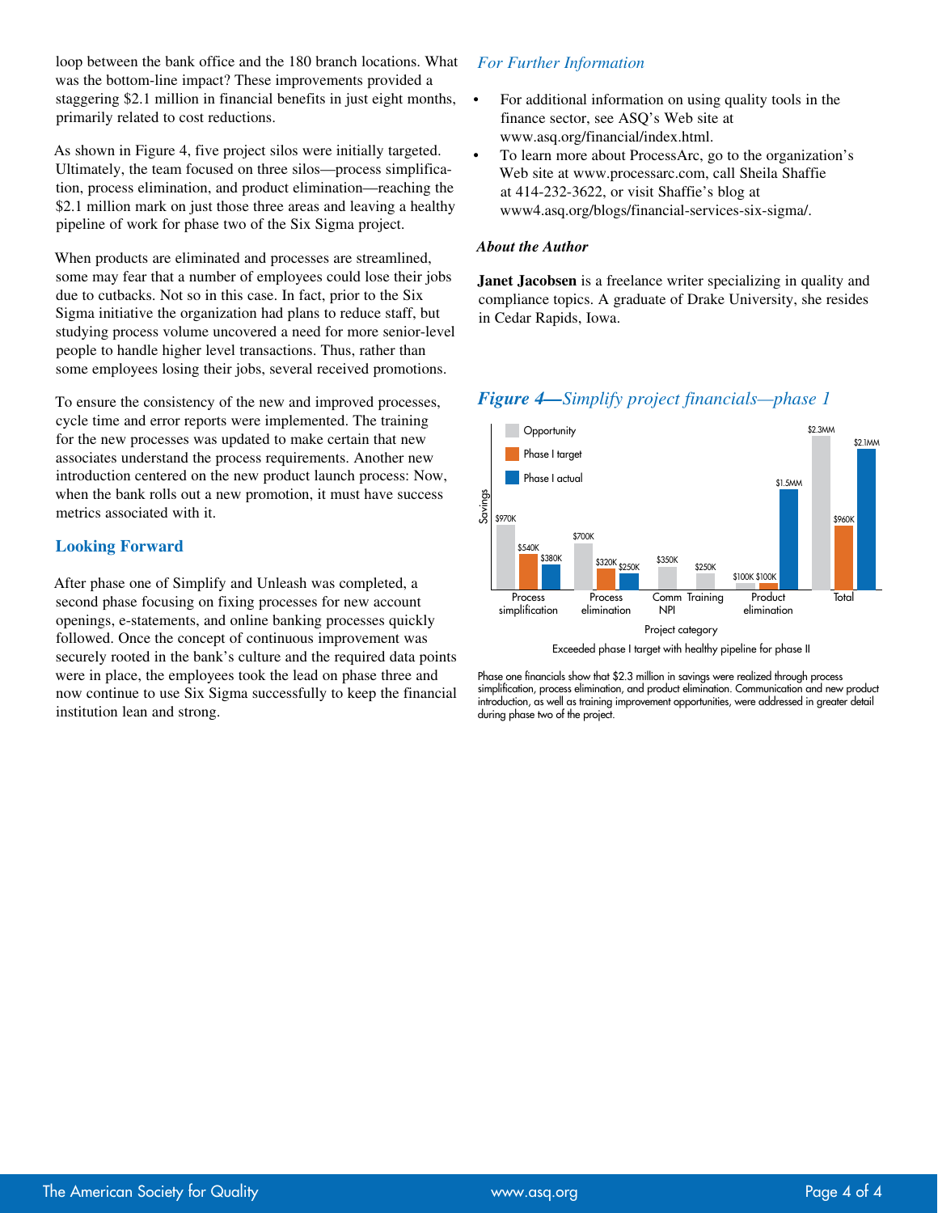loop between the bank office and the 180 branch locations. What was the bottom-line impact? These improvements provided a staggering $2.1 million in financial benefits in just eight months, primarily related to cost reductions.

As shown in Figure 4, five project silos were initially targeted. Ultimately, the team focused on three silos—process simplification, process elimination, and product elimination—reaching the $2.1 million mark on just those three areas and leaving a healthy pipeline of work for phase two of the Six Sigma project.

When products are eliminated and processes are streamlined, some may fear that a number of employees could lose their jobs due to cutbacks. Not so in this case. In fact, prior to the Six Sigma initiative the organization had plans to reduce staff, but studying process volume uncovered a need for more senior-level people to handle higher level transactions. Thus, rather than some employees losing their jobs, several received promotions.

To ensure the consistency of the new and improved processes, cycle time and error reports were implemented. The training for the new processes was updated to make certain that new associates understand the process requirements. Another new introduction centered on the new product launch process: Now, when the bank rolls out a new promotion, it must have success metrics associated with it.

## Looking Forward

After phase one of Simplify and Unleash was completed, a second phase focusing on fixing processes for new account openings, e-statements, and online banking processes quickly followed. Once the concept of continuous improvement was securely rooted in the bank's culture and the required data points were in place, the employees took the lead on phase three and now continue to use Six Sigma successfully to keep the financial institution lean and strong.

### *For Further Information*

- For additional information on using quality tools in the finance sector, see ASQ's Web site at www.asq.org/financial/index.html.
- To learn more about ProcessArc, go to the organization's Web site at www.processarc.com, call Sheila Shaffie at 414-232-3622, or visit Shaffie's blog at www4.asq.org/blogs/financial-services-six-sigma/.

#### *About the Author*

**Janet Jacobsen** is a freelance writer specializing in quality and compliance topics. A graduate of Drake University, she resides in Cedar Rapids, Iowa.

### *Figure 4—Simplify project financials—phase 1*

Opportunity
Phase I target
Phase I actual

Savings

$970K
$540K
$380K
$700K
$320K
$250K
$350K
$250K
$100K
$100K
$1.5MM
$2.3MM
$960K
$2.1MM

Process simplification
Process elimination
Comm NPI
Training
Product elimination
Total

Project category

Exceeded phase I target with healthy pipeline for phase II

Phase one financials show that $2.3 million in savings were realized through process simplification, process elimination, and product elimination. Communication and new product introduction, as well as training improvement opportunities, were addressed in greater detail during phase two of the project.